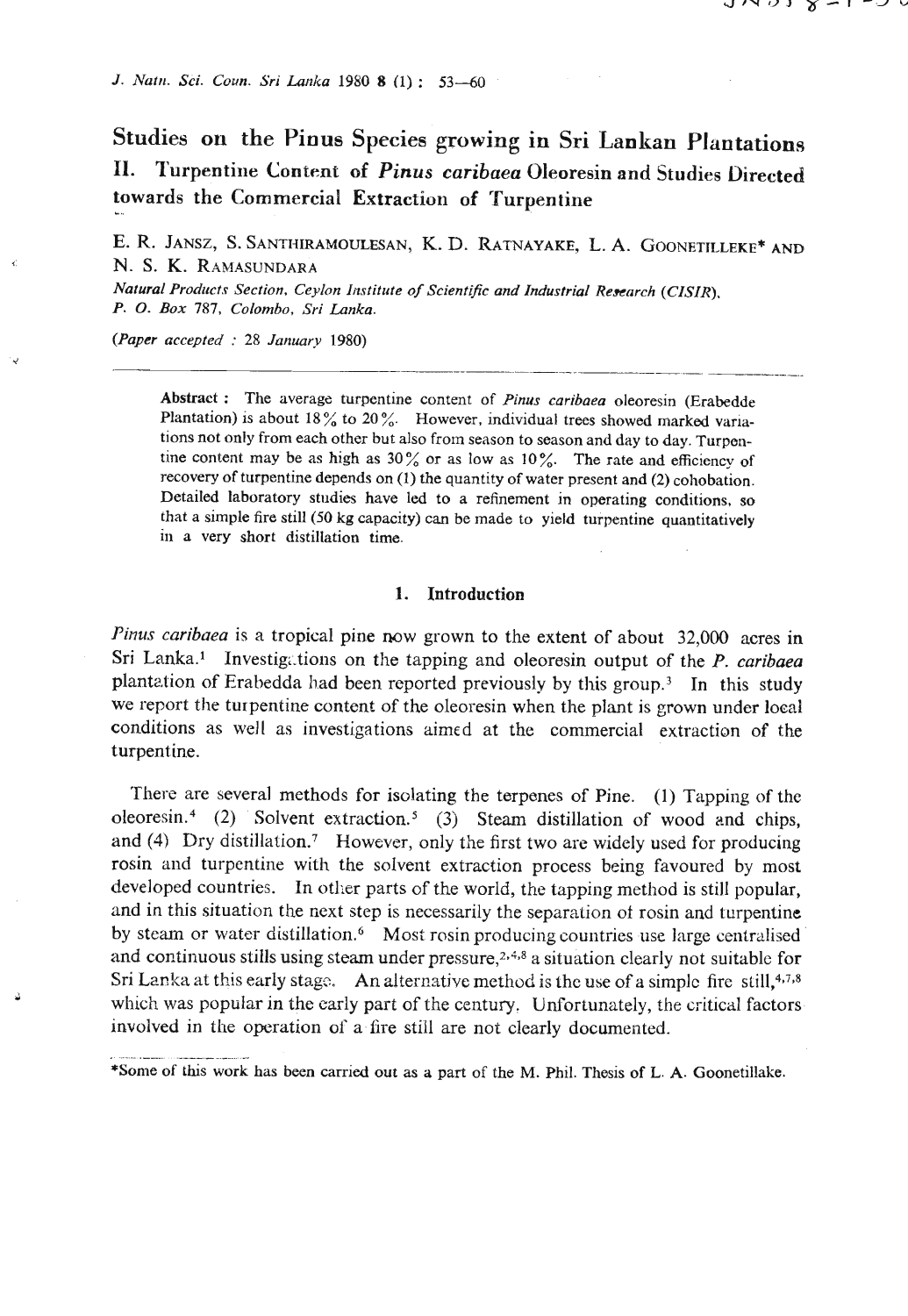# Studies on the Pinus Species growing in Sri Lankan Plantations

## II. Turpentine Content of *Pinus caribaea* Oleoresin and Studies Directed towards the Commercial Extraction of Turpentine

E. R. JANSZ, S. SANTHIRAMOULESAN, K. D. RATNAYAKE, L. A. GOONETILLEKE* AND N. S. K. RAMASUNDARA

*Natural Products Section, Ceylon Institute of Scientific and Industrial Research (CISIR), P. O. Box 787, Colombo, Sri Lanka.*

(*Paper accepted* : 28 *January* 1980)

**Abstract :** The average turpentine content of *Pinus caribaea* oleoresin (Erabedde Plantation) is about 18% to 20%. However, individual trees showed marked variations not only from each other but also from season to season and day to day. Turpentine content may be as high as 30% or as low as 10%. The rate and efficiency of recovery of turpentine depends on (1) the quantity of water present and (2) cohobation. Detailed laboratory studies have led to a refinement in operating conditions, so that a simple fire still (50 kg capacity) can be made to yield turpentine quantitatively in a very short distillation time.

### 1. Introduction

*Pinus caribaea* is a tropical pine now grown to the extent of about 32,000 acres in Sri Lanka.[1] Investigations on the tapping and oleoresin output of the *P. caribaea* plantation of Erabedda had been reported previously by this group.[3] In this study we report the turpentine content of the oleoresin when the plant is grown under local conditions as well as investigations aimed at the commercial extraction of the turpentine.

There are several methods for isolating the terpenes of Pine. (1) Tapping of the oleoresin.[4] (2) Solvent extraction.[5] (3) Steam distillation of wood and chips, and (4) Dry distillation.[7] However, only the first two are widely used for producing rosin and turpentine with the solvent extraction process being favoured by most developed countries. In other parts of the world, the tapping method is still popular, and in this situation the next step is necessarily the separation of rosin and turpentine by steam or water distillation.[6] Most rosin producing countries use large centralised and continuous stills using steam under pressure,[2,4,8] a situation clearly not suitable for Sri Lanka at this early stage. An alternative method is the use of a simple fire still,[4,7,8] which was popular in the early part of the century. Unfortunately, the critical factors involved in the operation of a fire still are not clearly documented.

*Some of this work has been carried out as a part of the M. Phil. Thesis of L. A. Goonetillake.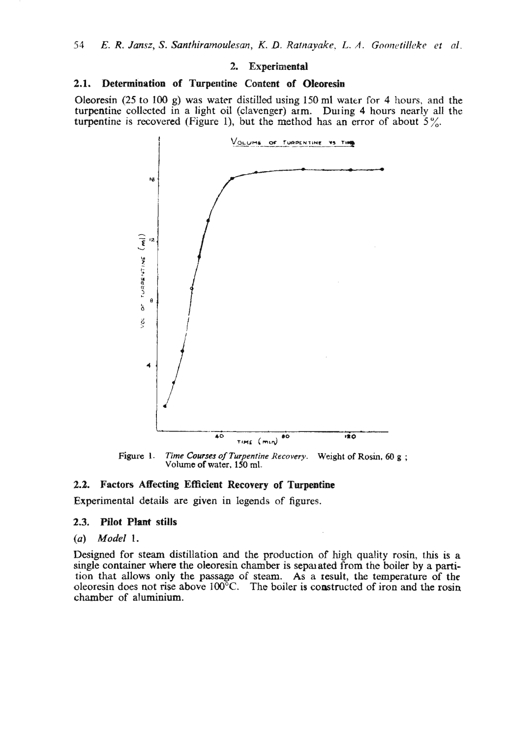## 2. Experimental

### 2.1. Determination of Turpentine Content of Oleoresin

Oleoresin (25 to 100 g) was water distilled using 150 ml water for 4 hours, and the turpentine collected in a light oil (clavenger) arm. During 4 hours nearly all the turpentine is recovered (Figure 1), but the method has an error of about 5%.

Figure 1. *Time Courses of Turpentine Recovery.* Weight of Rosin, 60 g ; Volume of water, 150 ml.

### 2.2. Factors Affecting Efficient Recovery of Turpentine

Experimental details are given in legends of figures.

### 2.3. Pilot Plant stills

(*a*) *Model* 1.

Designed for steam distillation and the production of high quality rosin, this is a single container where the oleoresin chamber is separated from the boiler by a partition that allows only the passage of steam. As a result, the temperature of the oleoresin does not rise above 100°C. The boiler is constructed of iron and the rosin chamber of aluminium.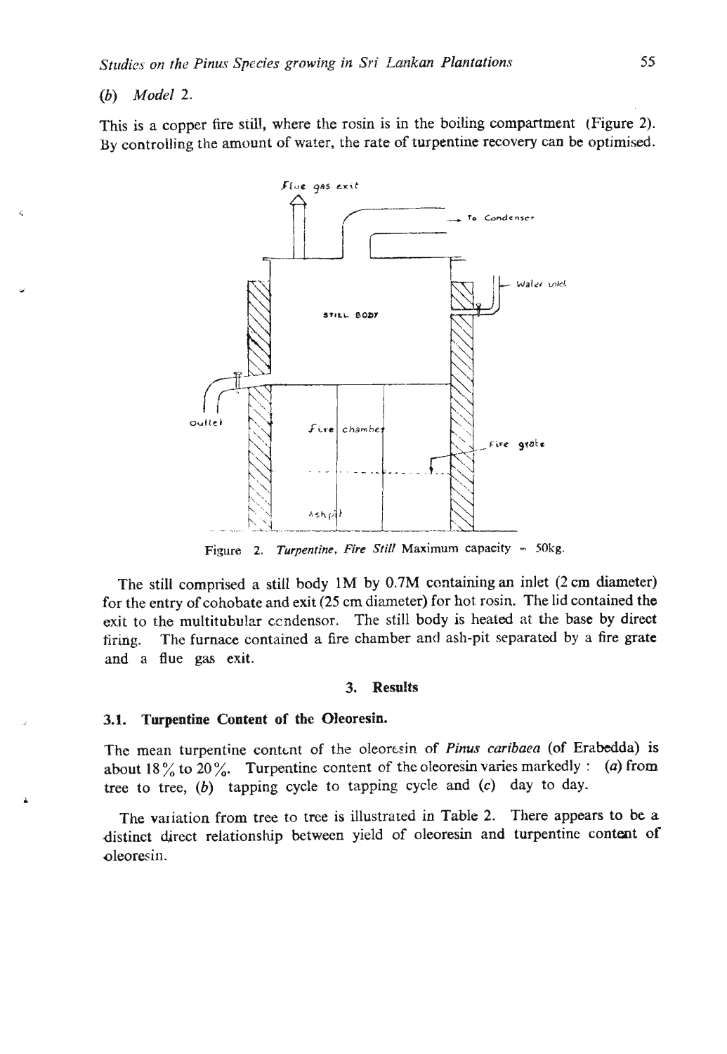(*b*) *Model* 2.

This is a copper fire still, where the rosin is in the boiling compartment (Figure 2). By controlling the amount of water, the rate of turpentine recovery can be optimised.

Figure 2. *Turpentine, Fire Still* Maximum capacity = 50kg.

The still comprised a still body 1M by 0.7M containing an inlet (2 cm diameter) for the entry of cohobate and exit (25 cm diameter) for hot rosin. The lid contained the exit to the multitubular condensor. The still body is heated at the base by direct firing. The furnace contained a fire chamber and ash-pit separated by a fire grate and a flue gas exit.

## 3. Results

### 3.1. Turpentine Content of the Oleoresin.

The mean turpentine content of the oleoresin of *Pinus caribaea* (of Erabedda) is about 18% to 20%. Turpentine content of the oleoresin varies markedly : (*a*) from tree to tree, (*b*) tapping cycle to tapping cycle and (*c*) day to day.

The variation from tree to tree is illustrated in Table 2. There appears to be a distinct direct relationship between yield of oleoresin and turpentine content of oleoresin.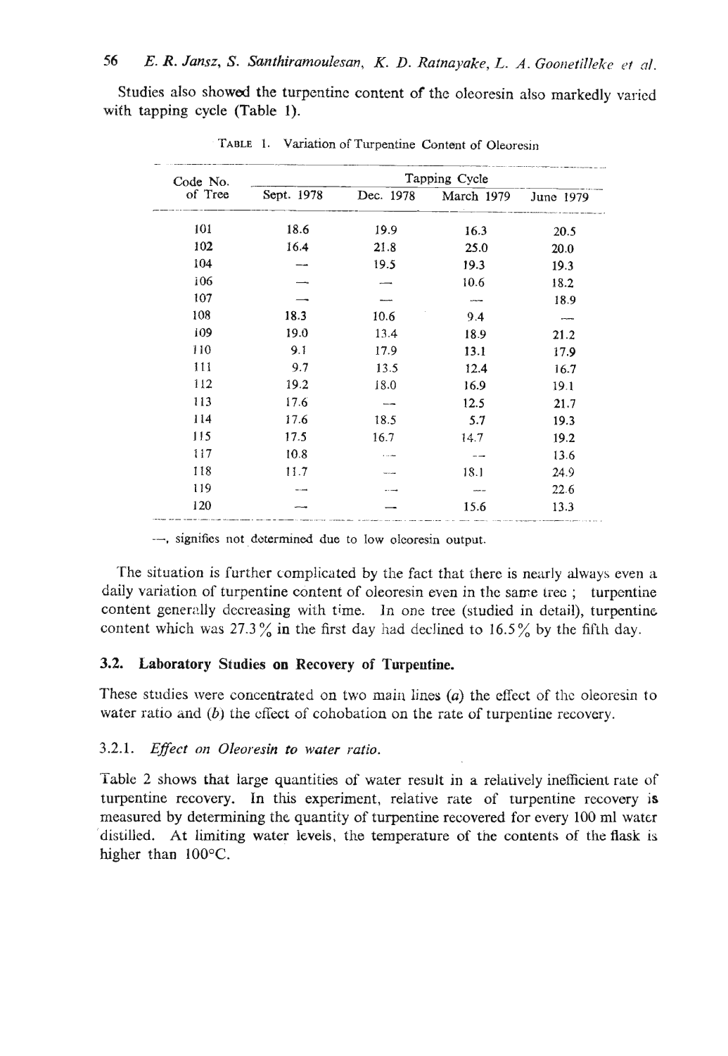Studies also showed the turpentine content of the oleoresin also markedly varied with tapping cycle (Table 1).

TABLE 1. Variation of Turpentine Content of Oleoresin

| Code No. of Tree | Tapping Cycle | | | |
|---|---|---|---|---|
| | Sept. 1978 | Dec. 1978 | March 1979 | June 1979 |
| 101 | 18.6 | 19.9 | 16.3 | 20.5 |
| 102 | 16.4 | 21.8 | 25.0 | 20.0 |
| 104 | — | 19.5 | 19.3 | 19.3 |
| 106 | — | — | 10.6 | 18.2 |
| 107 | — | — | — | 18.9 |
| 108 | 18.3 | 10.6 | 9.4 | — |
| 109 | 19.0 | 13.4 | 18.9 | 21.2 |
| 110 | 9.1 | 17.9 | 13.1 | 17.9 |
| 111 | 9.7 | 13.5 | 12.4 | 16.7 |
| 112 | 19.2 | 18.0 | 16.9 | 19.1 |
| 113 | 17.6 | — | 12.5 | 21.7 |
| 114 | 17.6 | 18.5 | 5.7 | 19.3 |
| 115 | 17.5 | 16.7 | 14.7 | 19.2 |
| 117 | 10.8 | — | — | 13.6 |
| 118 | 11.7 | — | 18.1 | 24.9 |
| 119 | — | — | — | 22.6 |
| 120 | — | — | 15.6 | 13.3 |

—, signifies not determined due to low oleoresin output.

The situation is further complicated by the fact that there is nearly always even a daily variation of turpentine content of oleoresin even in the same tree ; turpentine content generally decreasing with time. In one tree (studied in detail), turpentine content which was 27.3% in the first day had declined to 16.5% by the fifth day.

### 3.2. Laboratory Studies on Recovery of Turpentine.

These studies were concentrated on two main lines (*a*) the effect of the oleoresin to water ratio and (*b*) the effect of cohobation on the rate of turpentine recovery.

#### 3.2.1. *Effect on Oleoresin to water ratio.*

Table 2 shows that large quantities of water result in a relatively inefficient rate of turpentine recovery. In this experiment, relative rate of turpentine recovery is measured by determining the quantity of turpentine recovered for every 100 ml water distilled. At limiting water levels, the temperature of the contents of the flask is higher than 100°C.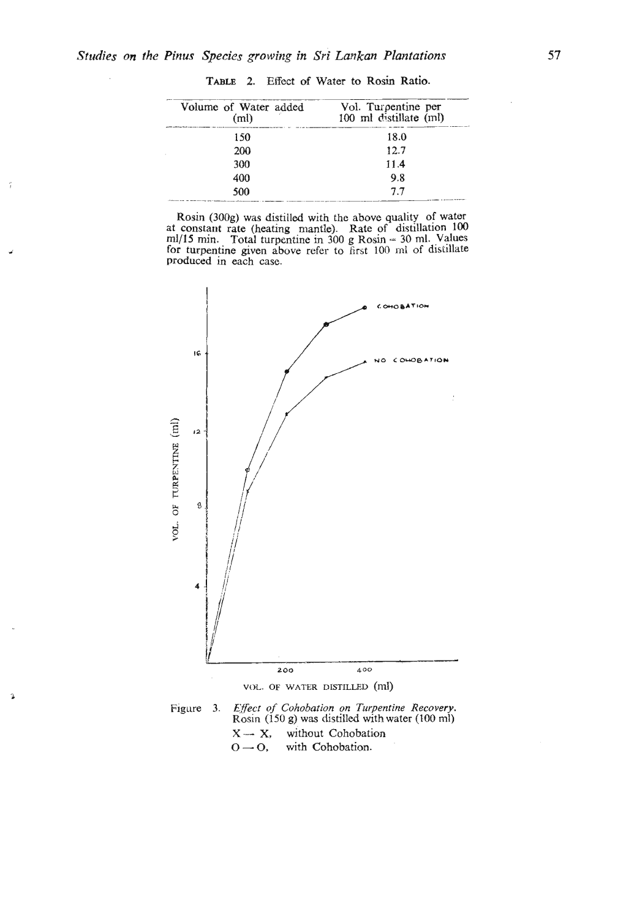**TABLE 2.** Effect of Water to Rosin Ratio.

| Volume of Water added (ml) | Vol. Turpentine per 100 ml distillate (ml) |
|---|---|
| 150 | 18.0 |
| 200 | 12.7 |
| 300 | 11.4 |
| 400 | 9.8 |
| 500 | 7.7 |

Rosin (300g) was distilled with the above quality of water at constant rate (heating mantle). Rate of distillation 100 ml/15 min. Total turpentine in 300 g Rosin = 30 ml. Values for turpentine given above refer to first 100 ml of distillate produced in each case.

Figure 3. *Effect of Cohobation on Turpentine Recovery.* Rosin (150 g) was distilled with water (100 ml)

X — X, without Cohobation

O — O, with Cohobation.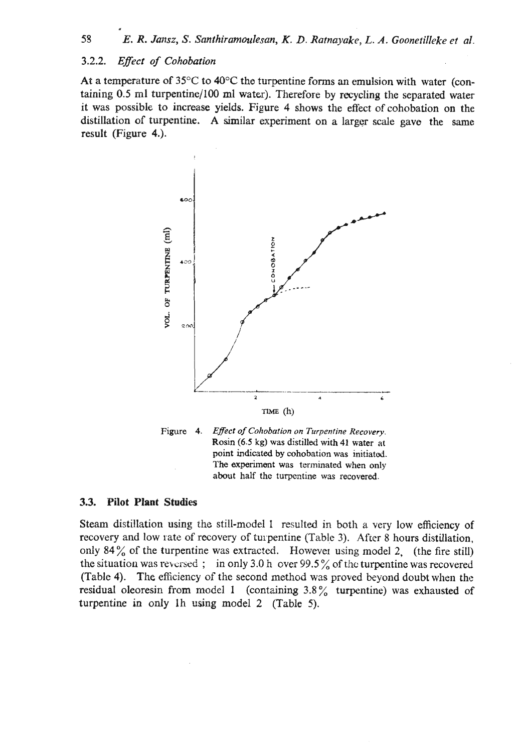### 3.2.2. *Effect of Cohobation*

At a temperature of 35°C to 40°C the turpentine forms an emulsion with water (containing 0.5 ml turpentine/100 ml water). Therefore by recycling the separated water it was possible to increase yields. Figure 4 shows the effect of cohobation on the distillation of turpentine. A similar experiment on a larger scale gave the same result (Figure 4.).

Figure 4. *Effect of Cohobation on Turpentine Recovery.* Rosin (6.5 kg) was distilled with 4l water at point indicated by cohobation was initiated. The experiment was terminated when only about half the turpentine was recovered.

## 3.3. Pilot Plant Studies

Steam distillation using the still-model 1 resulted in both a very low efficiency of recovery and low rate of recovery of turpentine (Table 3). After 8 hours distillation, only 84% of the turpentine was extracted. However using model 2, (the fire still) the situation was reversed ; in only 3.0 h over 99.5% of the turpentine was recovered (Table 4). The efficiency of the second method was proved beyond doubt when the residual oleoresin from model 1 (containing 3.8% turpentine) was exhausted of turpentine in only 1h using model 2 (Table 5).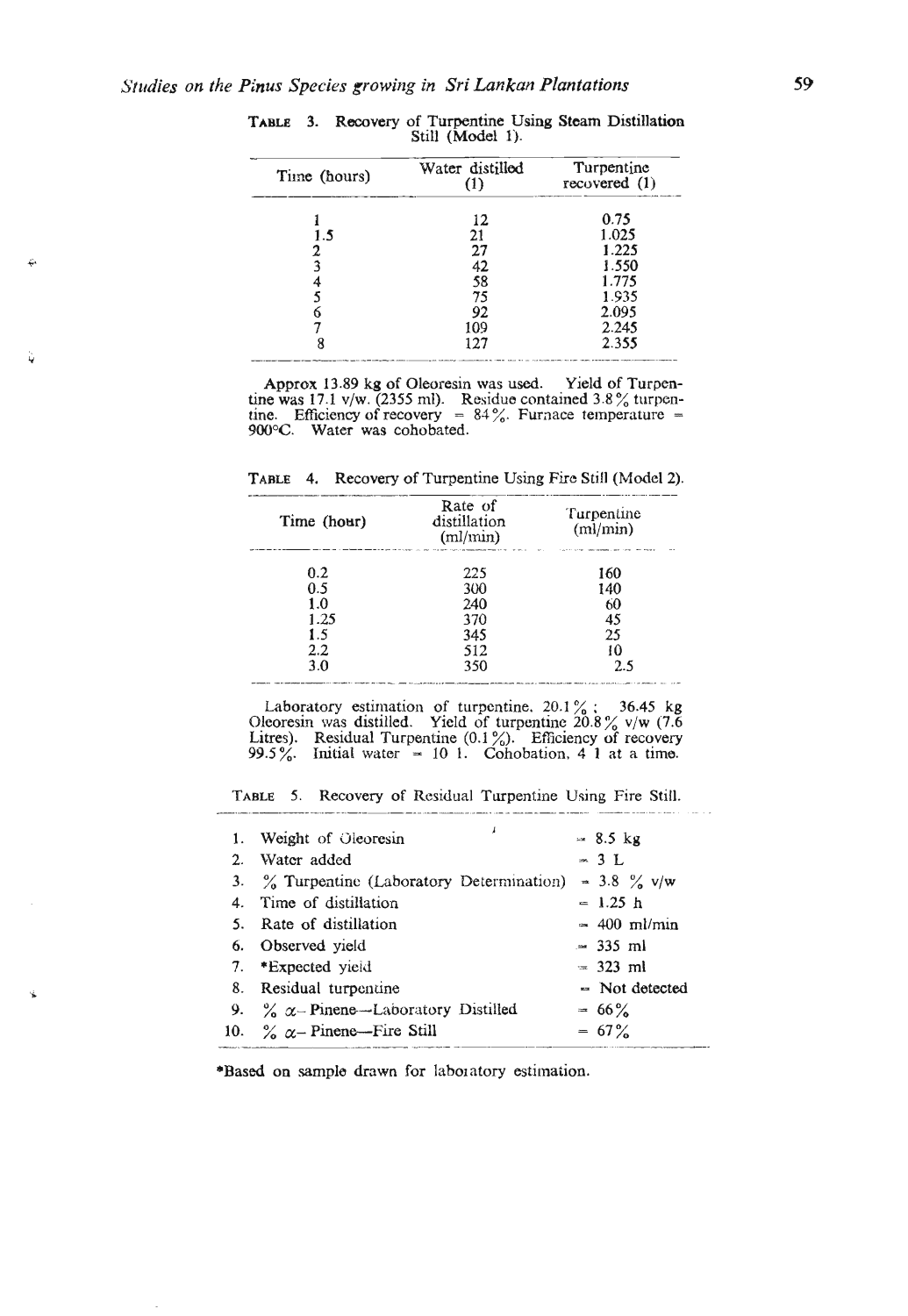**TABLE 3.** Recovery of Turpentine Using Steam Distillation Still (Model 1).

| Time (hours) | Water distilled (l) | Turpentine recovered (l) |
|---|---|---|
| 1 | 12 | 0.75 |
| 1.5 | 21 | 1.025 |
| 2 | 27 | 1.225 |
| 3 | 42 | 1.550 |
| 4 | 58 | 1.775 |
| 5 | 75 | 1.935 |
| 6 | 92 | 2.095 |
| 7 | 109 | 2.245 |
| 8 | 127 | 2.355 |

Approx 13.89 kg of Oleoresin was used. Yield of Turpentine was 17.1 v/w. (2355 ml). Residue contained 3.8 % turpentine. Efficiency of recovery = 84 %. Furnace temperature = 900°C. Water was cohobated.

**TABLE 4.** Recovery of Turpentine Using Fire Still (Model 2).

| Time (hour) | Rate of distillation (ml/min) | Turpentine (ml/min) |
|---|---|---|
| 0.2 | 225 | 160 |
| 0.5 | 300 | 140 |
| 1.0 | 240 | 60 |
| 1.25 | 370 | 45 |
| 1.5 | 345 | 25 |
| 2.2 | 512 | 10 |
| 3.0 | 350 | 2.5 |

Laboratory estimation of turpentine. 20.1 % ; 36.45 kg Oleoresin was distilled. Yield of turpentine 20.8 % v/w (7.6 Litres). Residual Turpentine (0.1 %). Efficiency of recovery 99.5 %. Initial water = 10 l. Cohobation, 4 l at a time.

**TABLE 5.** Recovery of Residual Turpentine Using Fire Still.

| | | |
|---|---|---|
| 1. | Weight of Oleoresin | = 8.5 kg |
| 2. | Water added | = 3 L |
| 3. | % Turpentine (Laboratory Determination) | = 3.8 % v/w |
| 4. | Time of distillation | = 1.25 h |
| 5. | Rate of distillation | = 400 ml/min |
| 6. | Observed yield | = 335 ml |
| 7. | *Expected yield | = 323 ml |
| 8. | Residual turpentine | = Not detected |
| 9. | % $\alpha$-Pinene—Laboratory Distilled | = 66 % |
| 10. | % $\alpha$-Pinene—Fire Still | = 67 % |

*Based on sample drawn for laboratory estimation.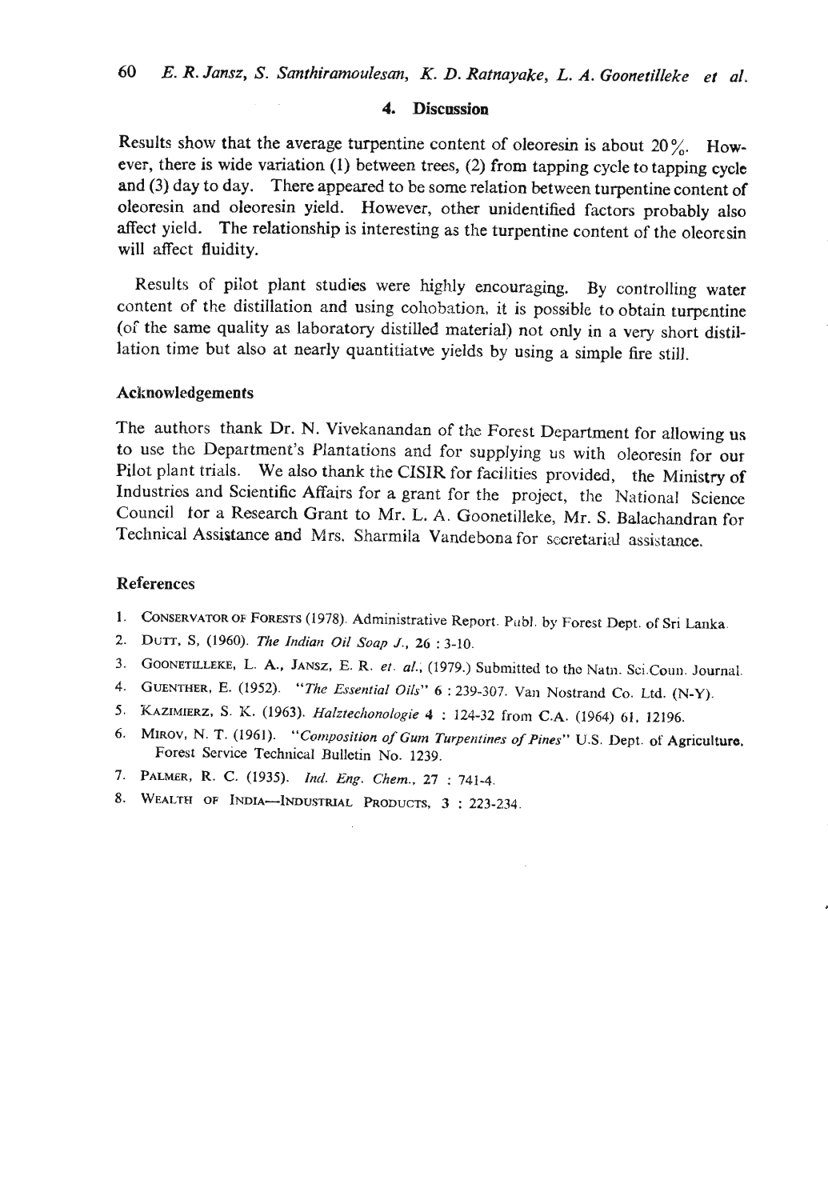## 4. Discussion

Results show that the average turpentine content of oleoresin is about 20%. However, there is wide variation (1) between trees, (2) from tapping cycle to tapping cycle and (3) day to day. There appeared to be some relation between turpentine content of oleoresin and oleoresin yield. However, other unidentified factors probably also affect yield. The relationship is interesting as the turpentine content of the oleoresin will affect fluidity.

Results of pilot plant studies were highly encouraging. By controlling water content of the distillation and using cohobation, it is possible to obtain turpentine (of the same quality as laboratory distilled material) not only in a very short distillation time but also at nearly quantitiatve yields by using a simple fire still.

### Acknowledgements

The authors thank Dr. N. Vivekanandan of the Forest Department for allowing us to use the Department's Plantations and for supplying us with oleoresin for our Pilot plant trials. We also thank the CISIR for facilities provided, the Ministry of Industries and Scientific Affairs for a grant for the project, the National Science Council for a Research Grant to Mr. L. A. Goonetilleke, Mr. S. Balachandran for Technical Assistance and Mrs. Sharmila Vandebona for secretarial assistance.

### References

1. Conservator of Forests (1978). Administrative Report. Publ. by Forest Dept. of Sri Lanka.
2. Dutt, S, (1960). *The Indian Oil Soap J.*, **26** : 3-10.
3. Goonetilleke, L. A., Jansz, E. R. *et. al.*, (1979.) Submitted to the Natn. Sci.Coun. Journal.
4. Guenther, E. (1952). *"The Essential Oils"* **6** : 239-307. Van Nostrand Co. Ltd. (N-Y).
5. Kazimierz, S. K. (1963). *Halztechonologie* **4** : 124-32 from C.A. (1964) 61, 12196.
6. Mirov, N. T. (1961). *"Composition of Gum Turpentines of Pines"* U.S. Dept. of Agriculture, Forest Service Technical Bulletin No. 1239.
7. Palmer, R. C. (1935). *Ind. Eng. Chem.*, **27** : 741-4.
8. Wealth of India—Industrial Products, **3** : 223-234.